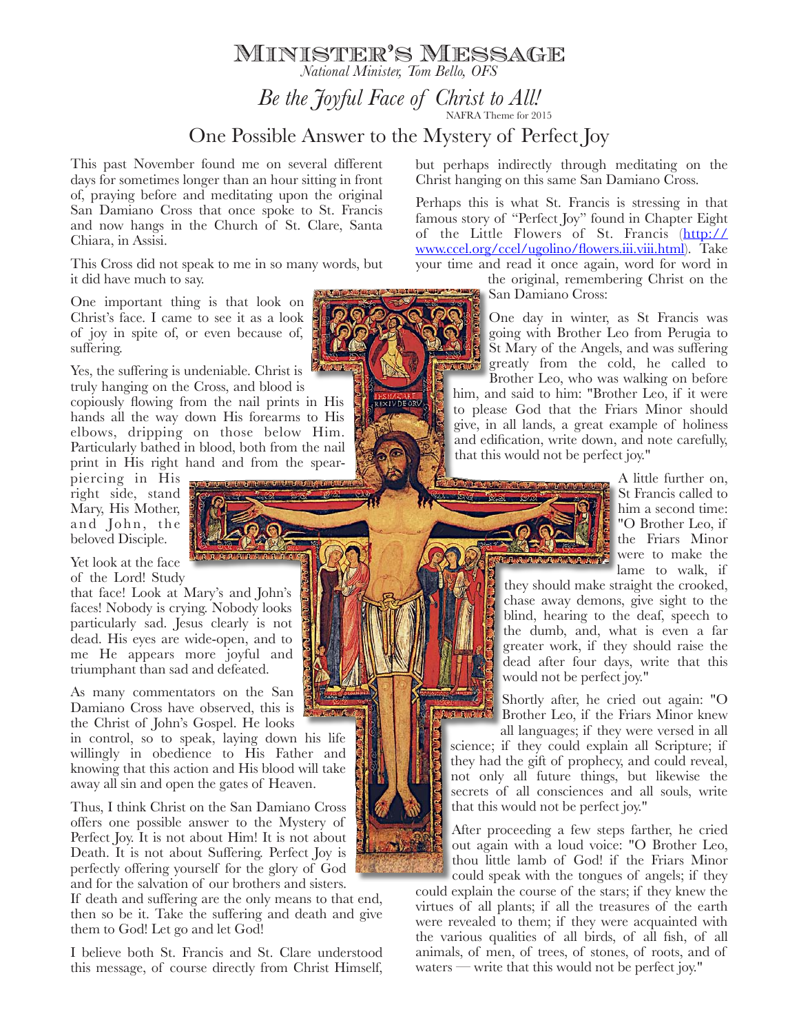# Minister's Message

*National Minister, Tom Bello, OFS*

## *Be the Joyful Face of Christ to All!*

NAFRA Theme for 2015

## One Possible Answer to the Mystery of Perfect Joy

This past November found me on several different days for sometimes longer than an hour sitting in front of, praying before and meditating upon the original San Damiano Cross that once spoke to St. Francis and now hangs in the Church of St. Clare, Santa Chiara, in Assisi.

This Cross did not speak to me in so many words, but it did have much to say.

One important thing is that look on Christ's face. I came to see it as a look of joy in spite of, or even because of, suffering.

Yes, the suffering is undeniable. Christ is truly hanging on the Cross, and blood is copiously flowing from the nail prints in His hands all the way down His forearms to His elbows, dripping on those below Him. Particularly bathed in blood, both from the nail print in His right hand and from the spear-piercing in His right side, stand Mary, His Mother, and John, the beloved Disciple.

Yet look at the face of the Lord! Study that face! Look at Mary's and John's faces! Nobody is crying. Nobody looks particularly sad. Jesus clearly is not dead. His eyes are wide-open, and to me He appears more joyful and triumphant than sad and defeated.

As many commentators on the San Damiano Cross have observed, this is the Christ of John's Gospel. He looks in control, so to speak, laying down his life willingly in obedience to His Father and knowing that this action and His blood will take away all sin and open the gates of Heaven.

Thus, I think Christ on the San Damiano Cross offers one possible answer to the Mystery of Perfect Joy. It is not about Him! It is not about Death. It is not about Suffering. Perfect Joy is perfectly offering yourself for the glory of God and for the salvation of our brothers and sisters. If death and suffering are the only means to that end, then so be it. Take the suffering and death and give them to God! Let go and let God!

I believe both St. Francis and St. Clare understood this message, of course directly from Christ Himself, but perhaps indirectly through meditating on the Christ hanging on this same San Damiano Cross.

Perhaps this is what St. Francis is stressing in that famous story of "Perfect Joy" found in Chapter Eight of the Little Flowers of St. Francis (http://www.ccel.org/ccel/ugolino/flowers.iii.viii.html). Take your time and read it once again, word for word in the original, remembering Christ on the San Damiano Cross:

One day in winter, as St Francis was going with Brother Leo from Perugia to St Mary of the Angels, and was suffering greatly from the cold, he called to Brother Leo, who was walking on before him, and said to him: "Brother Leo, if it were to please God that the Friars Minor should give, in all lands, a great example of holiness and edification, write down, and note carefully, that this would not be perfect joy."

A little further on, St Francis called to him a second time: "O Brother Leo, if the Friars Minor were to make the lame to walk, if they should make straight the crooked, chase away demons, give sight to the blind, hearing to the deaf, speech to the dumb, and, what is even a far greater work, if they should raise the dead after four days, write that this would not be perfect joy."

Shortly after, he cried out again: "O Brother Leo, if the Friars Minor knew all languages; if they were versed in all science; if they could explain all Scripture; if they had the gift of prophecy, and could reveal, not only all future things, but likewise the secrets of all consciences and all souls, write that this would not be perfect joy."

After proceeding a few steps farther, he cried out again with a loud voice: "O Brother Leo, thou little lamb of God! if the Friars Minor could speak with the tongues of angels; if they could explain the course of the stars; if they knew the virtues of all plants; if all the treasures of the earth were revealed to them; if they were acquainted with the various qualities of all birds, of all fish, of all animals, of men, of trees, of stones, of roots, and of waters — write that this would not be perfect joy."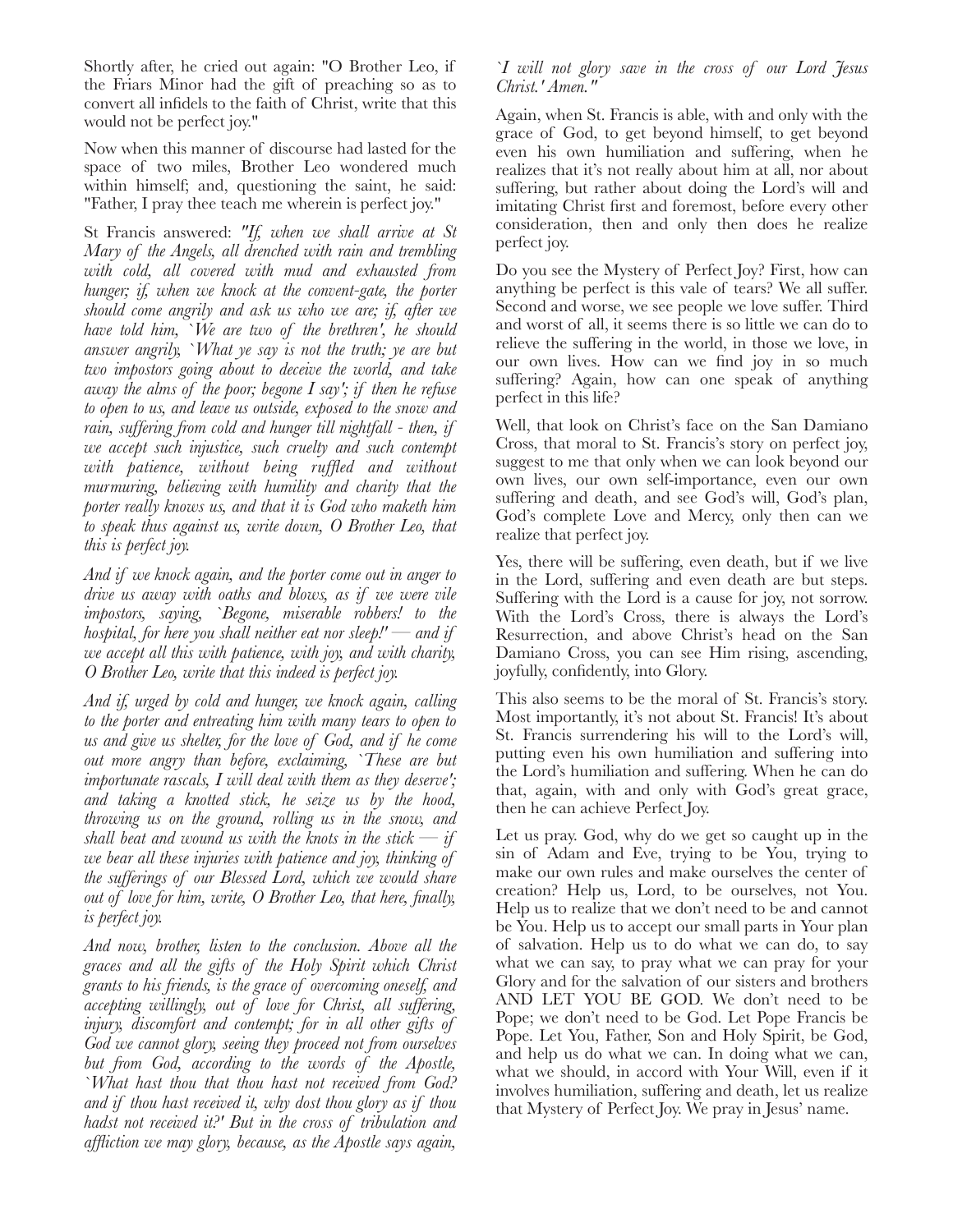Shortly after, he cried out again: "O Brother Leo, if the Friars Minor had the gift of preaching so as to convert all infidels to the faith of Christ, write that this would not be perfect joy."

Now when this manner of discourse had lasted for the space of two miles, Brother Leo wondered much within himself; and, questioning the saint, he said: "Father, I pray thee teach me wherein is perfect joy."

St Francis answered: *"If, when we shall arrive at St Mary of the Angels, all drenched with rain and trembling with cold, all covered with mud and exhausted from hunger; if, when we knock at the convent-gate, the porter should come angrily and ask us who we are; if, after we have told him, `We are two of the brethren', he should answer angrily, `What ye say is not the truth; ye are but two impostors going about to deceive the world, and take away the alms of the poor; begone I say'; if then he refuse to open to us, and leave us outside, exposed to the snow and rain, suffering from cold and hunger till nightfall - then, if we accept such injustice, such cruelty and such contempt with patience, without being ruffled and without murmuring, believing with humility and charity that the porter really knows us, and that it is God who maketh him to speak thus against us, write down, O Brother Leo, that this is perfect joy.*

*And if we knock again, and the porter come out in anger to drive us away with oaths and blows, as if we were vile impostors, saying, `Begone, miserable robbers! to the hospital, for here you shall neither eat nor sleep!' — and if we accept all this with patience, with joy, and with charity, O Brother Leo, write that this indeed is perfect joy.*

*And if, urged by cold and hunger, we knock again, calling to the porter and entreating him with many tears to open to us and give us shelter, for the love of God, and if he come out more angry than before, exclaiming, `These are but importunate rascals, I will deal with them as they deserve'; and taking a knotted stick, he seize us by the hood, throwing us on the ground, rolling us in the snow, and shall beat and wound us with the knots in the stick — if we bear all these injuries with patience and joy, thinking of the sufferings of our Blessed Lord, which we would share out of love for him, write, O Brother Leo, that here, finally, is perfect joy.*

*And now, brother, listen to the conclusion. Above all the graces and all the gifts of the Holy Spirit which Christ grants to his friends, is the grace of overcoming oneself, and accepting willingly, out of love for Christ, all suffering, injury, discomfort and contempt; for in all other gifts of God we cannot glory, seeing they proceed not from ourselves but from God, according to the words of the Apostle, `What hast thou that thou hast not received from God? and if thou hast received it, why dost thou glory as if thou hadst not received it?' But in the cross of tribulation and affliction we may glory, because, as the Apostle says again, `I will not glory save in the cross of our Lord Jesus Christ.' Amen."*

Again, when St. Francis is able, with and only with the grace of God, to get beyond himself, to get beyond even his own humiliation and suffering, when he realizes that it's not really about him at all, nor about suffering, but rather about doing the Lord's will and imitating Christ first and foremost, before every other consideration, then and only then does he realize perfect joy.

Do you see the Mystery of Perfect Joy? First, how can anything be perfect is this vale of tears? We all suffer. Second and worse, we see people we love suffer. Third and worst of all, it seems there is so little we can do to relieve the suffering in the world, in those we love, in our own lives. How can we find joy in so much suffering? Again, how can one speak of anything perfect in this life?

Well, that look on Christ's face on the San Damiano Cross, that moral to St. Francis's story on perfect joy, suggest to me that only when we can look beyond our own lives, our own self-importance, even our own suffering and death, and see God's will, God's plan, God's complete Love and Mercy, only then can we realize that perfect joy.

Yes, there will be suffering, even death, but if we live in the Lord, suffering and even death are but steps. Suffering with the Lord is a cause for joy, not sorrow. With the Lord's Cross, there is always the Lord's Resurrection, and above Christ's head on the San Damiano Cross, you can see Him rising, ascending, joyfully, confidently, into Glory.

This also seems to be the moral of St. Francis's story. Most importantly, it's not about St. Francis! It's about St. Francis surrendering his will to the Lord's will, putting even his own humiliation and suffering into the Lord's humiliation and suffering. When he can do that, again, with and only with God's great grace, then he can achieve Perfect Joy.

Let us pray. God, why do we get so caught up in the sin of Adam and Eve, trying to be You, trying to make our own rules and make ourselves the center of creation? Help us, Lord, to be ourselves, not You. Help us to realize that we don't need to be and cannot be You. Help us to accept our small parts in Your plan of salvation. Help us to do what we can do, to say what we can say, to pray what we can pray for your Glory and for the salvation of our sisters and brothers AND LET YOU BE GOD. We don't need to be Pope; we don't need to be God. Let Pope Francis be Pope. Let You, Father, Son and Holy Spirit, be God, and help us do what we can. In doing what we can, what we should, in accord with Your Will, even if it involves humiliation, suffering and death, let us realize that Mystery of Perfect Joy. We pray in Jesus' name.